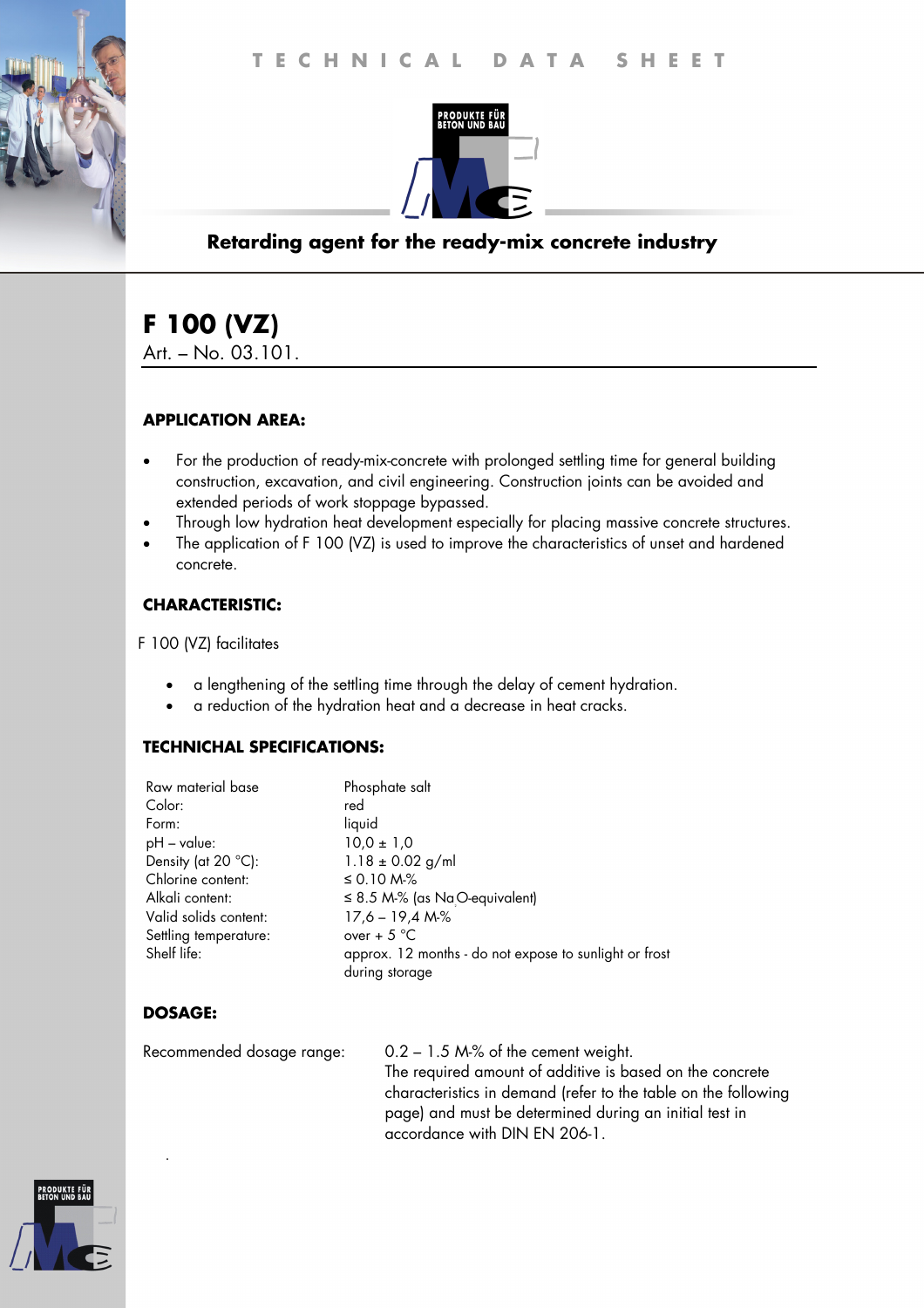TECHNICAL DATA SHEET

PRODUKTE FÜR BETON UND BAU

**Retarding agent for the ready-mix concrete industry**

# F 100 (VZ)

Art. – No. 03.101.

## APPLICATION AREA:

- For the production of ready-mix-concrete with prolonged settling time for general building construction, excavation, and civil engineering. Construction joints can be avoided and extended periods of work stoppage bypassed.
- Through low hydration heat development especially for placing massive concrete structures.
- The application of F 100 (VZ) is used to improve the characteristics of unset and hardened concrete.

## CHARACTERISTIC:

F 100 (VZ) facilitates

- a lengthening of the settling time through the delay of cement hydration.
- a reduction of the hydration heat and a decrease in heat cracks.

## TECHNICHAL SPECIFICATIONS:

| | |
|---|---|
| Raw material base | Phosphate salt |
| Color: | red |
| Form: | liquid |
| pH – value: | 10,0 ± 1,0 |
| Density (at 20 °C): | 1.18 ± 0.02 g/ml |
| Chlorine content: | ≤ 0.10 M-% |
| Alkali content: | ≤ 8.5 M-% (as $Na_2O$-equivalent) |
| Valid solids content: | 17,6 – 19,4 M-% |
| Settling temperature: | over + 5 °C |
| Shelf life: | approx. 12 months - do not expose to sunlight or frost during storage |

## DOSAGE:

Recommended dosage range: 0.2 – 1.5 M-% of the cement weight. The required amount of additive is based on the concrete characteristics in demand (refer to the table on the following page) and must be determined during an initial test in accordance with DIN EN 206-1.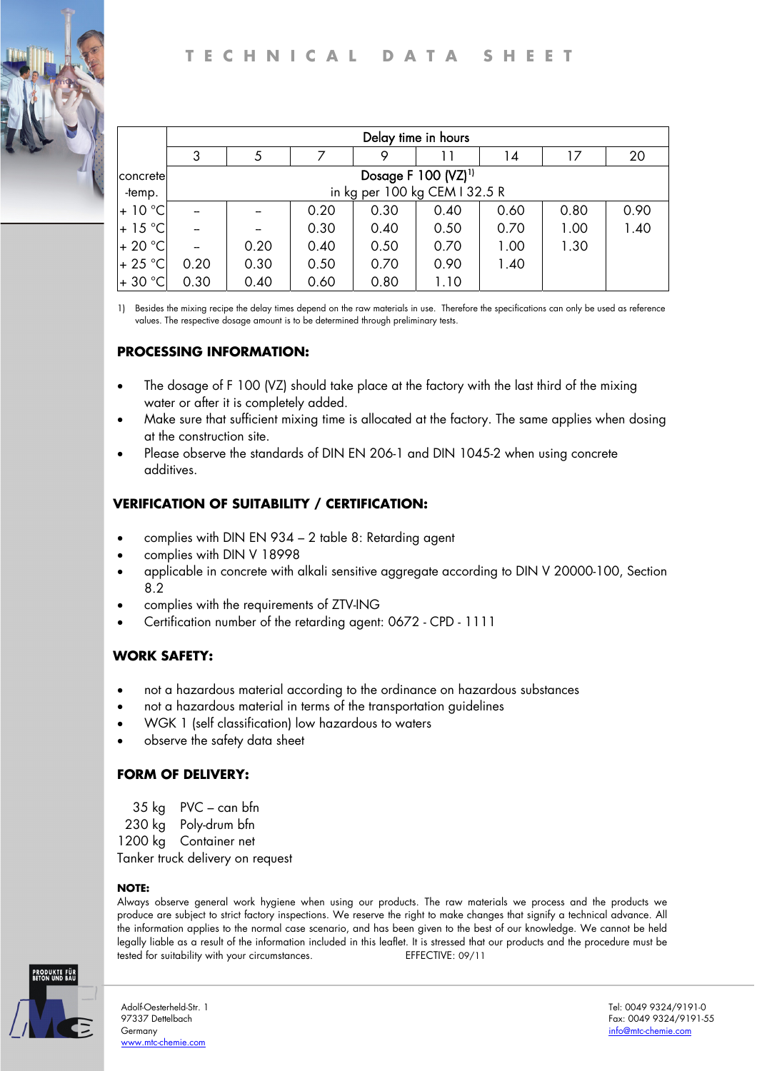| concrete -temp. | Delay time in hours | | | | | | | |
|---|---|---|---|---|---|---|---|---|
| | 3 | 5 | 7 | 9 | 11 | 14 | 17 | 20 |
| | Dosage F 100 (VZ)[1)] in kg per 100 kg CEM I 32.5 R | | | | | | | |
| + 10 °C | – | – | 0.20 | 0.30 | 0.40 | 0.60 | 0.80 | 0.90 |
| + 15 °C | – | – | 0.30 | 0.40 | 0.50 | 0.70 | 1.00 | 1.40 |
| + 20 °C | – | 0.20 | 0.40 | 0.50 | 0.70 | 1.00 | 1.30 | |
| + 25 °C | 0.20 | 0.30 | 0.50 | 0.70 | 0.90 | 1.40 | | |
| + 30 °C | 0.30 | 0.40 | 0.60 | 0.80 | 1.10 | | | |

1) Besides the mixing recipe the delay times depend on the raw materials in use. Therefore the specifications can only be used as reference values. The respective dosage amount is to be determined through preliminary tests.

## PROCESSING INFORMATION:

- The dosage of F 100 (VZ) should take place at the factory with the last third of the mixing water or after it is completely added.
- Make sure that sufficient mixing time is allocated at the factory. The same applies when dosing at the construction site.
- Please observe the standards of DIN EN 206-1 and DIN 1045-2 when using concrete additives.

## VERIFICATION OF SUITABILITY / CERTIFICATION:

- complies with DIN EN 934 – 2 table 8: Retarding agent
- complies with DIN V 18998
- applicable in concrete with alkali sensitive aggregate according to DIN V 20000-100, Section 8.2
- complies with the requirements of ZTV-ING
- Certification number of the retarding agent: 0672 - CPD - 1111

## WORK SAFETY:

- not a hazardous material according to the ordinance on hazardous substances
- not a hazardous material in terms of the transportation guidelines
- WGK 1 (self classification) low hazardous to waters
- observe the safety data sheet

## FORM OF DELIVERY:

35 kg PVC – can bfn
230 kg Poly-drum bfn
1200 kg Container net
Tanker truck delivery on request

**NOTE:**
Always observe general work hygiene when using our products. The raw materials we process and the products we produce are subject to strict factory inspections. We reserve the right to make changes that signify a technical advance. All the information applies to the normal case scenario, and has been given to the best of our knowledge. We cannot be held legally liable as a result of the information included in this leaflet. It is stressed that our products and the procedure must be tested for suitability with your circumstances. EFFECTIVE: 09/11

Adolf-Oesterheld-Str. 1
97337 Dettelbach
Germany
www.mtc-chemie.com

Tel: 0049 9324/9191-0
Fax: 0049 9324/9191-55
info@mtc-chemie.com